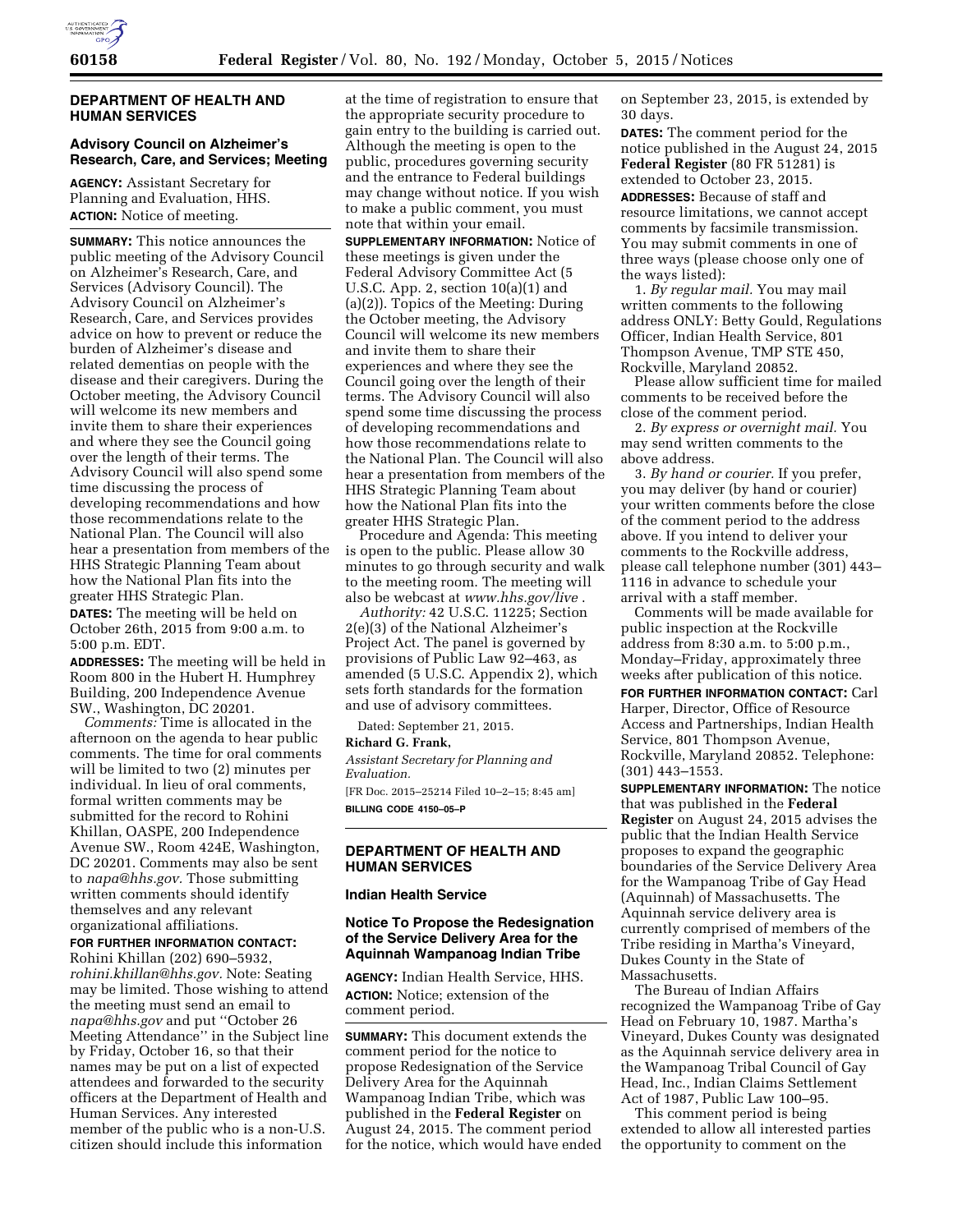## DEPARTMENT OF HEALTH AND HUMAN SERVICES

### Advisory Council on Alzheimer's Research, Care, and Services; Meeting

**AGENCY:** Assistant Secretary for Planning and Evaluation, HHS.

**ACTION:** Notice of meeting.

**SUMMARY:** This notice announces the public meeting of the Advisory Council on Alzheimer's Research, Care, and Services (Advisory Council). The Advisory Council on Alzheimer's Research, Care, and Services provides advice on how to prevent or reduce the burden of Alzheimer's disease and related dementias on people with the disease and their caregivers. During the October meeting, the Advisory Council will welcome its new members and invite them to share their experiences and where they see the Council going over the length of their terms. The Advisory Council will also spend some time discussing the process of developing recommendations and how those recommendations relate to the National Plan. The Council will also hear a presentation from members of the HHS Strategic Planning Team about how the National Plan fits into the greater HHS Strategic Plan.

**DATES:** The meeting will be held on October 26th, 2015 from 9:00 a.m. to 5:00 p.m. EDT.

**ADDRESSES:** The meeting will be held in Room 800 in the Hubert H. Humphrey Building, 200 Independence Avenue SW., Washington, DC 20201.

*Comments:* Time is allocated in the afternoon on the agenda to hear public comments. The time for oral comments will be limited to two (2) minutes per individual. In lieu of oral comments, formal written comments may be submitted for the record to Rohini Khillan, OASPE, 200 Independence Avenue SW., Room 424E, Washington, DC 20201. Comments may also be sent to *napa@hhs.gov.* Those submitting written comments should identify themselves and any relevant organizational affiliations.

**FOR FURTHER INFORMATION CONTACT:** Rohini Khillan (202) 690–5932, *rohini.khillan@hhs.gov.* Note: Seating may be limited. Those wishing to attend the meeting must send an email to *napa@hhs.gov* and put ''October 26 Meeting Attendance'' in the Subject line by Friday, October 16, so that their names may be put on a list of expected attendees and forwarded to the security officers at the Department of Health and Human Services. Any interested member of the public who is a non-U.S. citizen should include this information at the time of registration to ensure that the appropriate security procedure to gain entry to the building is carried out. Although the meeting is open to the public, procedures governing security and the entrance to Federal buildings may change without notice. If you wish to make a public comment, you must note that within your email.

**SUPPLEMENTARY INFORMATION:** Notice of these meetings is given under the Federal Advisory Committee Act (5 U.S.C. App. 2, section 10(a)(1) and (a)(2)). Topics of the Meeting: During the October meeting, the Advisory Council will welcome its new members and invite them to share their experiences and where they see the Council going over the length of their terms. The Advisory Council will also spend some time discussing the process of developing recommendations and how those recommendations relate to the National Plan. The Council will also hear a presentation from members of the HHS Strategic Planning Team about how the National Plan fits into the greater HHS Strategic Plan.

Procedure and Agenda: This meeting is open to the public. Please allow 30 minutes to go through security and walk to the meeting room. The meeting will also be webcast at *www.hhs.gov/live* .

*Authority:* 42 U.S.C. 11225; Section 2(e)(3) of the National Alzheimer's Project Act. The panel is governed by provisions of Public Law 92–463, as amended (5 U.S.C. Appendix 2), which sets forth standards for the formation and use of advisory committees.

Dated: September 21, 2015.

**Richard G. Frank,**

*Assistant Secretary for Planning and Evaluation.*

[FR Doc. 2015–25214 Filed 10–2–15; 8:45 am]

**BILLING CODE 4150–05–P**

## DEPARTMENT OF HEALTH AND HUMAN SERVICES

### Indian Health Service

### Notice To Propose the Redesignation of the Service Delivery Area for the Aquinnah Wampanoag Indian Tribe

**AGENCY:** Indian Health Service, HHS.

**ACTION:** Notice; extension of the comment period.

**SUMMARY:** This document extends the comment period for the notice to propose Redesignation of the Service Delivery Area for the Aquinnah Wampanoag Indian Tribe, which was published in the **Federal Register** on August 24, 2015. The comment period for the notice, which would have ended on September 23, 2015, is extended by 30 days.

**DATES:** The comment period for the notice published in the August 24, 2015 **Federal Register** (80 FR 51281) is extended to October 23, 2015.

**ADDRESSES:** Because of staff and resource limitations, we cannot accept comments by facsimile transmission. You may submit comments in one of three ways (please choose only one of the ways listed):

1. *By regular mail.* You may mail written comments to the following address ONLY: Betty Gould, Regulations Officer, Indian Health Service, 801 Thompson Avenue, TMP STE 450, Rockville, Maryland 20852.

Please allow sufficient time for mailed comments to be received before the close of the comment period.

2. *By express or overnight mail.* You may send written comments to the above address.

3. *By hand or courier.* If you prefer, you may deliver (by hand or courier) your written comments before the close of the comment period to the address above. If you intend to deliver your comments to the Rockville address, please call telephone number (301) 443–1116 in advance to schedule your arrival with a staff member.

Comments will be made available for public inspection at the Rockville address from 8:30 a.m. to 5:00 p.m., Monday–Friday, approximately three weeks after publication of this notice.

**FOR FURTHER INFORMATION CONTACT:** Carl Harper, Director, Office of Resource Access and Partnerships, Indian Health Service, 801 Thompson Avenue, Rockville, Maryland 20852. Telephone: (301) 443–1553.

**SUPPLEMENTARY INFORMATION:** The notice that was published in the **Federal Register** on August 24, 2015 advises the public that the Indian Health Service proposes to expand the geographic boundaries of the Service Delivery Area for the Wampanoag Tribe of Gay Head (Aquinnah) of Massachusetts. The Aquinnah service delivery area is currently comprised of members of the Tribe residing in Martha's Vineyard, Dukes County in the State of Massachusetts.

The Bureau of Indian Affairs recognized the Wampanoag Tribe of Gay Head on February 10, 1987. Martha's Vineyard, Dukes County was designated as the Aquinnah service delivery area in the Wampanoag Tribal Council of Gay Head, Inc., Indian Claims Settlement Act of 1987, Public Law 100–95.

This comment period is being extended to allow all interested parties the opportunity to comment on the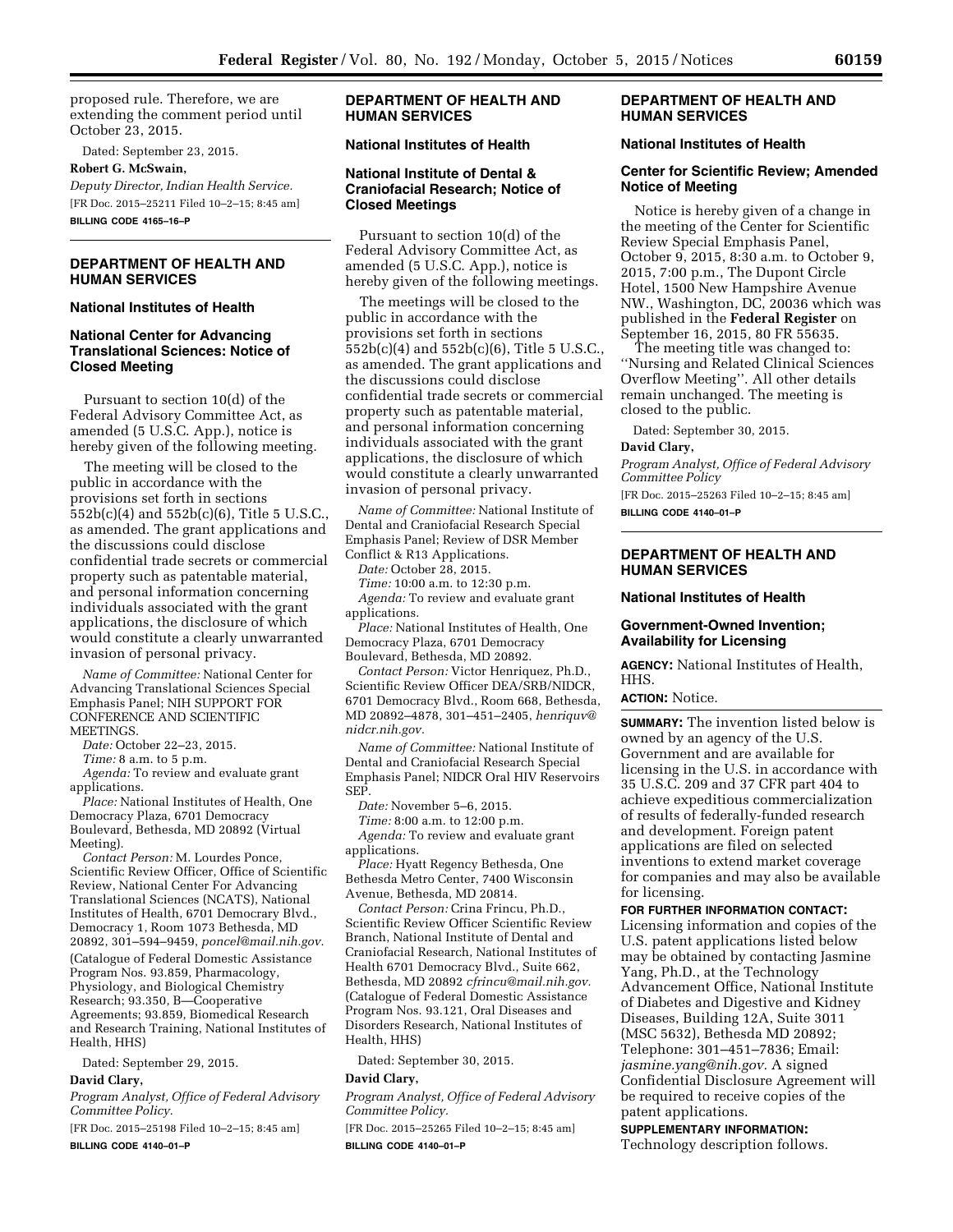proposed rule. Therefore, we are extending the comment period until October 23, 2015.

Dated: September 23, 2015.

**Robert G. McSwain,**

*Deputy Director, Indian Health Service.*

[FR Doc. 2015–25211 Filed 10–2–15; 8:45 am]

**BILLING CODE 4165–16–P**

## DEPARTMENT OF HEALTH AND HUMAN SERVICES

### National Institutes of Health

### National Center for Advancing Translational Sciences: Notice of Closed Meeting

Pursuant to section 10(d) of the Federal Advisory Committee Act, as amended (5 U.S.C. App.), notice is hereby given of the following meeting.

The meeting will be closed to the public in accordance with the provisions set forth in sections 552b(c)(4) and 552b(c)(6), Title 5 U.S.C., as amended. The grant applications and the discussions could disclose confidential trade secrets or commercial property such as patentable material, and personal information concerning individuals associated with the grant applications, the disclosure of which would constitute a clearly unwarranted invasion of personal privacy.

*Name of Committee:* National Center for Advancing Translational Sciences Special Emphasis Panel; NIH SUPPORT FOR CONFERENCE AND SCIENTIFIC MEETINGS.

*Date:* October 22–23, 2015.

*Time:* 8 a.m. to 5 p.m.

*Agenda:* To review and evaluate grant applications.

*Place:* National Institutes of Health, One Democracy Plaza, 6701 Democracy Boulevard, Bethesda, MD 20892 (Virtual Meeting).

*Contact Person:* M. Lourdes Ponce, Scientific Review Officer, Office of Scientific Review, National Center For Advancing Translational Sciences (NCATS), National Institutes of Health, 6701 Democrary Blvd., Democracy 1, Room 1073 Bethesda, MD 20892, 301–594–9459, *poncel@mail.nih.gov.*

(Catalogue of Federal Domestic Assistance Program Nos. 93.859, Pharmacology, Physiology, and Biological Chemistry Research; 93.350, B—Cooperative Agreements; 93.859, Biomedical Research and Research Training, National Institutes of Health, HHS)

Dated: September 29, 2015.

**David Clary,**

*Program Analyst, Office of Federal Advisory Committee Policy.*

[FR Doc. 2015–25198 Filed 10–2–15; 8:45 am]

**BILLING CODE 4140–01–P**

## DEPARTMENT OF HEALTH AND HUMAN SERVICES

### National Institutes of Health

### National Institute of Dental & Craniofacial Research; Notice of Closed Meetings

Pursuant to section 10(d) of the Federal Advisory Committee Act, as amended (5 U.S.C. App.), notice is hereby given of the following meetings.

The meetings will be closed to the public in accordance with the provisions set forth in sections 552b(c)(4) and 552b(c)(6), Title 5 U.S.C., as amended. The grant applications and the discussions could disclose confidential trade secrets or commercial property such as patentable material, and personal information concerning individuals associated with the grant applications, the disclosure of which would constitute a clearly unwarranted invasion of personal privacy.

*Name of Committee:* National Institute of Dental and Craniofacial Research Special Emphasis Panel; Review of DSR Member Conflict & R13 Applications.

*Date:* October 28, 2015.

*Time:* 10:00 a.m. to 12:30 p.m.

*Agenda:* To review and evaluate grant applications.

*Place:* National Institutes of Health, One Democracy Plaza, 6701 Democracy Boulevard, Bethesda, MD 20892.

*Contact Person:* Victor Henriquez, Ph.D., Scientific Review Officer DEA/SRB/NIDCR, 6701 Democracy Blvd., Room 668, Bethesda, MD 20892–4878, 301–451–2405, *henriquv@nidcr.nih.gov.*

*Name of Committee:* National Institute of Dental and Craniofacial Research Special Emphasis Panel; NIDCR Oral HIV Reservoirs SEP.

*Date:* November 5–6, 2015.

*Time:* 8:00 a.m. to 12:00 p.m.

*Agenda:* To review and evaluate grant applications.

*Place:* Hyatt Regency Bethesda, One Bethesda Metro Center, 7400 Wisconsin Avenue, Bethesda, MD 20814.

*Contact Person:* Crina Frincu, Ph.D., Scientific Review Officer Scientific Review Branch, National Institute of Dental and Craniofacial Research, National Institutes of Health 6701 Democracy Blvd., Suite 662, Bethesda, MD 20892 *cfrincu@mail.nih.gov.*

(Catalogue of Federal Domestic Assistance Program Nos. 93.121, Oral Diseases and Disorders Research, National Institutes of Health, HHS)

Dated: September 30, 2015.

**David Clary,**

*Program Analyst, Office of Federal Advisory Committee Policy.*

[FR Doc. 2015–25265 Filed 10–2–15; 8:45 am]

**BILLING CODE 4140–01–P**

## DEPARTMENT OF HEALTH AND HUMAN SERVICES

### National Institutes of Health

### Center for Scientific Review; Amended Notice of Meeting

Notice is hereby given of a change in the meeting of the Center for Scientific Review Special Emphasis Panel, October 9, 2015, 8:30 a.m. to October 9, 2015, 7:00 p.m., The Dupont Circle Hotel, 1500 New Hampshire Avenue NW., Washington, DC, 20036 which was published in the **Federal Register** on September 16, 2015, 80 FR 55635.

The meeting title was changed to: ''Nursing and Related Clinical Sciences Overflow Meeting''. All other details remain unchanged. The meeting is closed to the public.

Dated: September 30, 2015.

**David Clary,**

*Program Analyst, Office of Federal Advisory Committee Policy*

[FR Doc. 2015–25263 Filed 10–2–15; 8:45 am]

**BILLING CODE 4140–01–P**

## DEPARTMENT OF HEALTH AND HUMAN SERVICES

### National Institutes of Health

### Government-Owned Invention; Availability for Licensing

**AGENCY:** National Institutes of Health, HHS.

**ACTION:** Notice.

**SUMMARY:** The invention listed below is owned by an agency of the U.S. Government and are available for licensing in the U.S. in accordance with 35 U.S.C. 209 and 37 CFR part 404 to achieve expeditious commercialization of results of federally-funded research and development. Foreign patent applications are filed on selected inventions to extend market coverage for companies and may also be available for licensing.

**FOR FURTHER INFORMATION CONTACT:** Licensing information and copies of the U.S. patent applications listed below may be obtained by contacting Jasmine Yang, Ph.D., at the Technology Advancement Office, National Institute of Diabetes and Digestive and Kidney Diseases, Building 12A, Suite 3011 (MSC 5632), Bethesda MD 20892; Telephone: 301–451–7836; Email: *jasmine.yang@nih.gov.* A signed Confidential Disclosure Agreement will be required to receive copies of the patent applications.

**SUPPLEMENTARY INFORMATION:** Technology description follows.